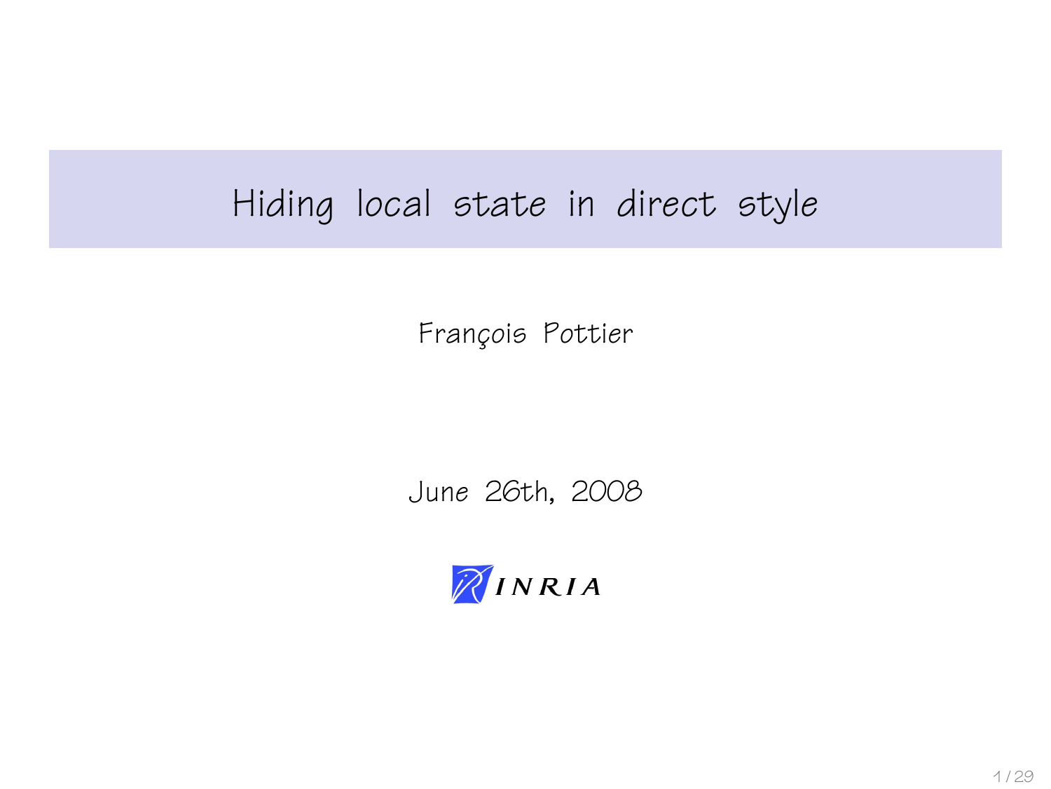# Hiding local state in direct style

François Pottier

June 26th, 2008

INRIA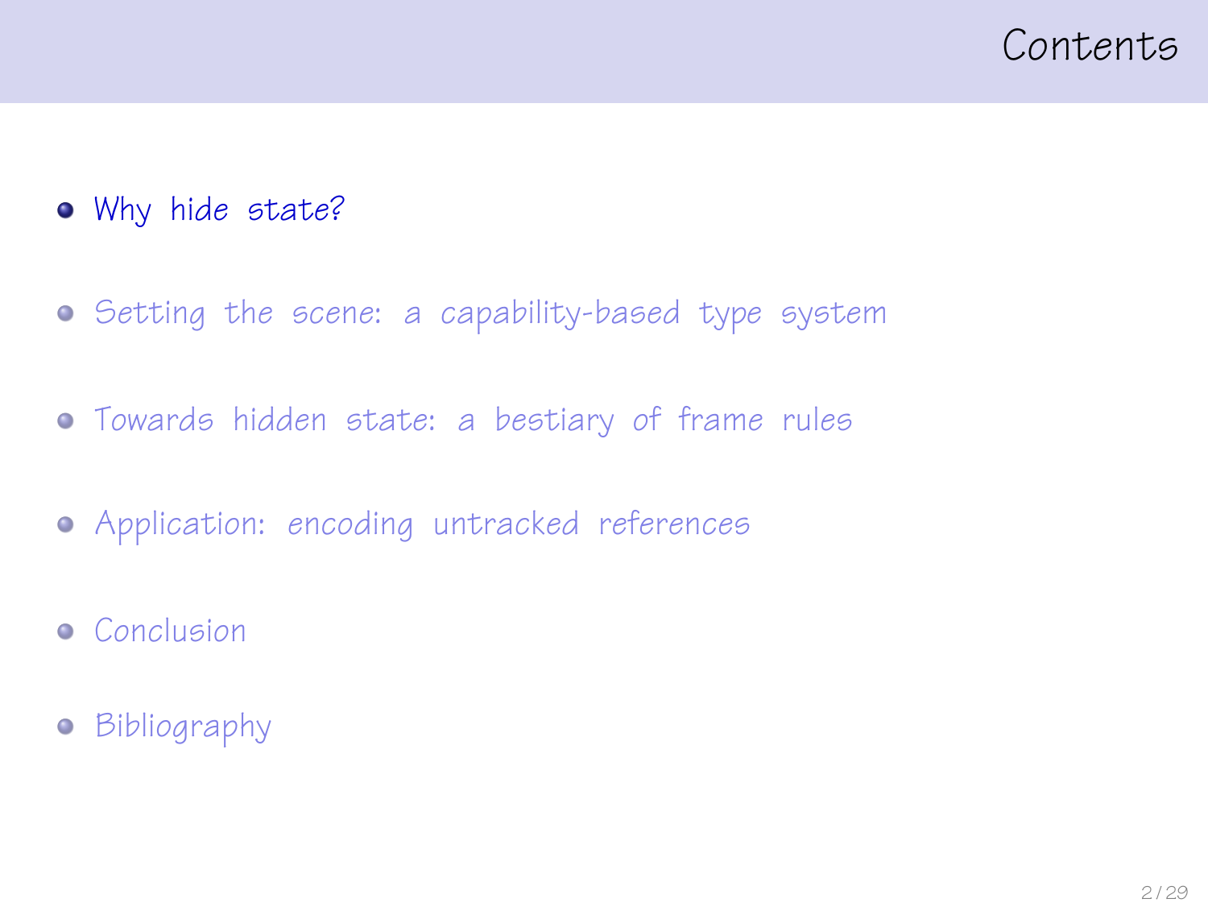# Contents

- Why hide state?
- Setting the scene: a capability-based type system
- Towards hidden state: a bestiary of frame rules
- Application: encoding untracked references
- Conclusion
- Bibliography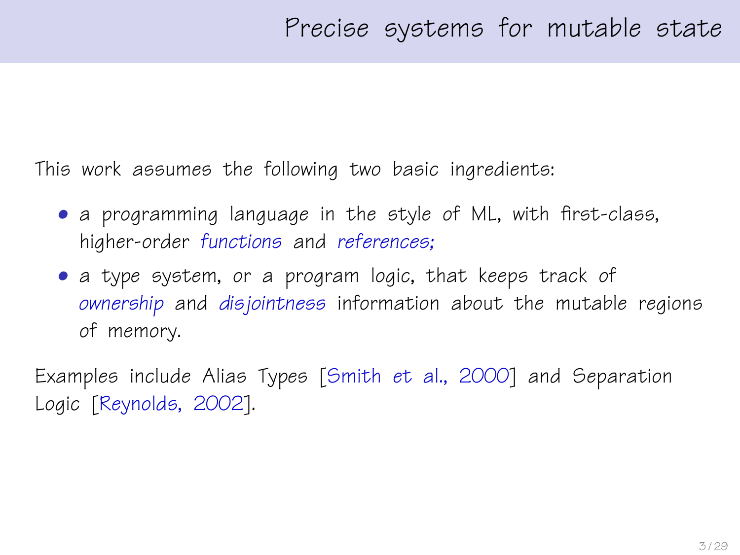# Precise systems for mutable state

This work assumes the following two basic ingredients:

- a programming language in the style of ML, with first-class, higher-order *functions* and *references;*
- a type system, or a program logic, that keeps track of *ownership* and *disjointness* information about the mutable regions of memory.

Examples include Alias Types [Smith et al., 2000] and Separation Logic [Reynolds, 2002].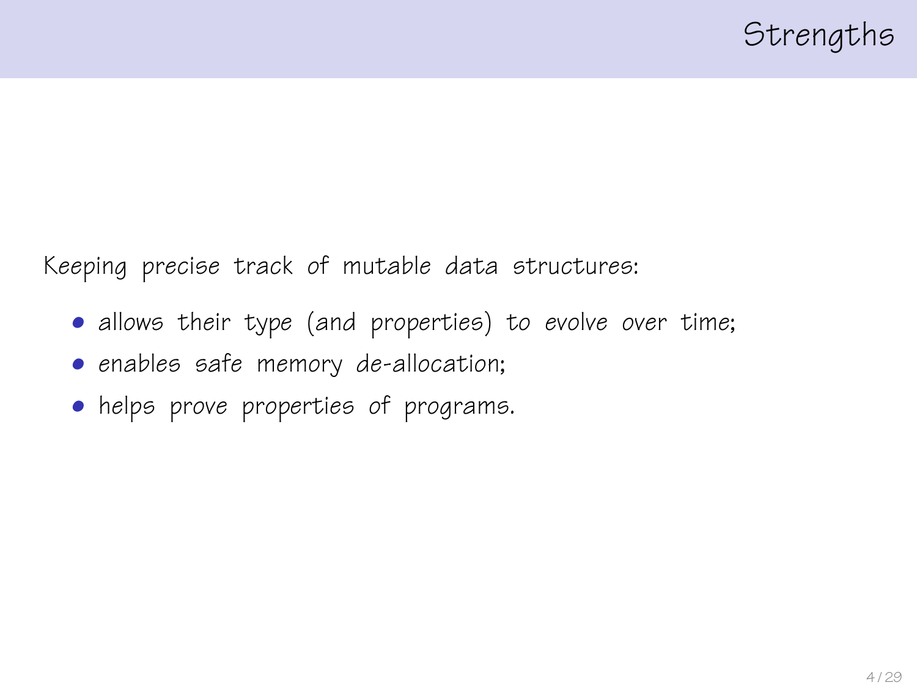# Strengths

Keeping precise track of mutable data structures:

- allows their type (and properties) to *evolve over time*;
- *enables safe memory de-allocation*;
- helps prove properties of programs.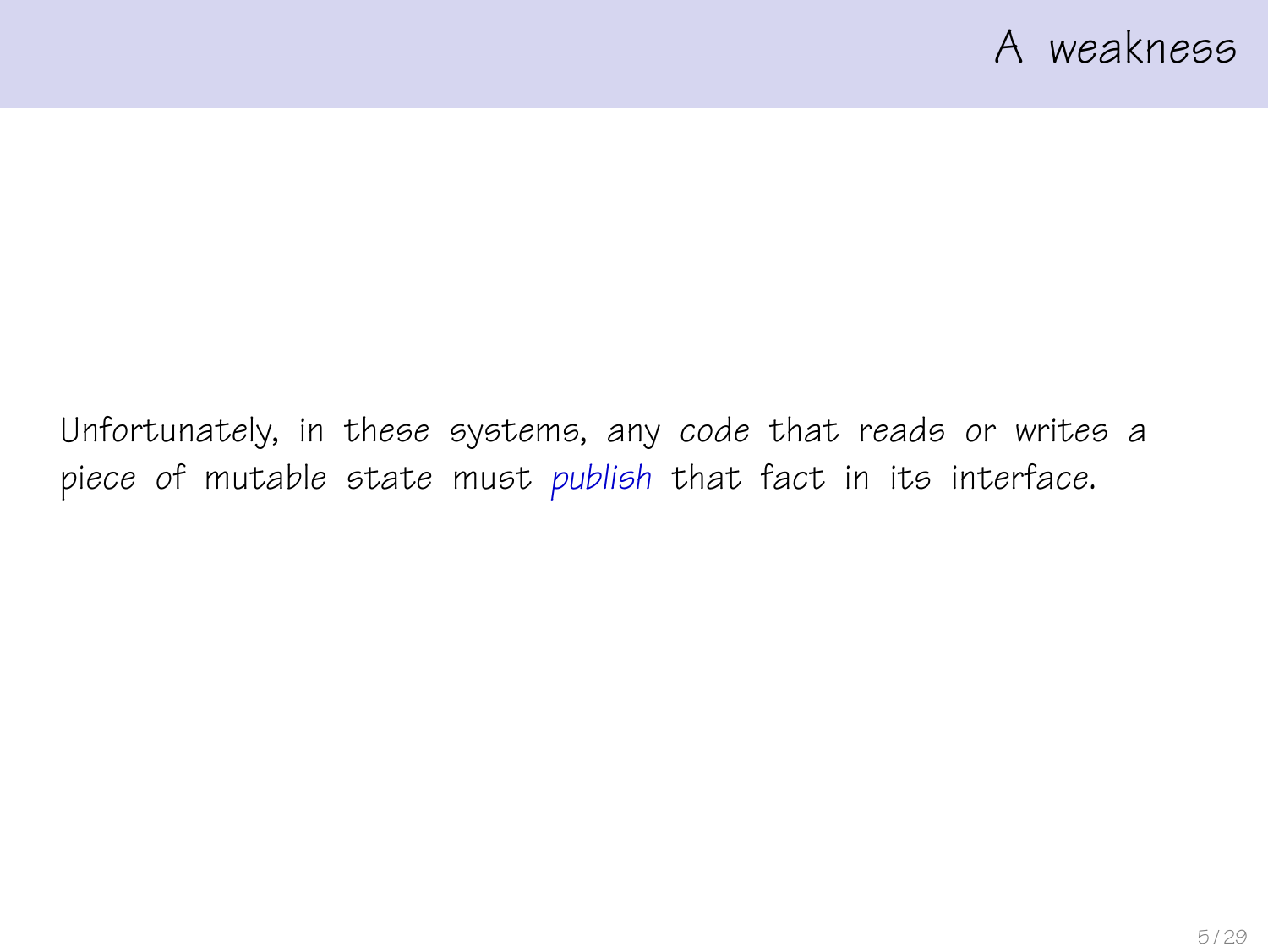# A weakness

Unfortunately, in these systems, any *code* that reads or writes a piece of mutable state must *publish* that fact in its interface.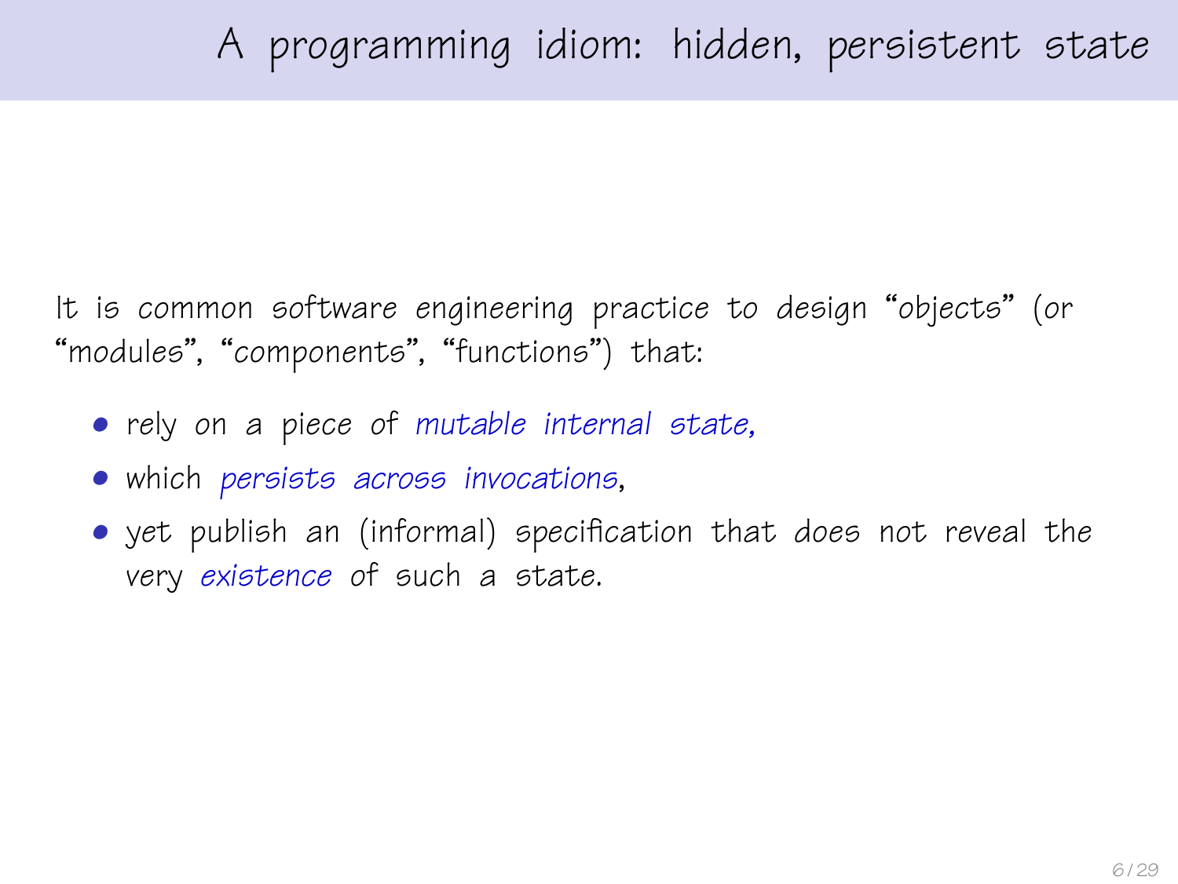# A programming idiom: hidden, persistent state

It is common software engineering practice to design “objects” (or “modules”, “components”, “functions”) that:

- rely on a piece of *mutable internal state,*
- which *persists across invocations*,
- yet publish an (informal) specification that does not reveal the very *existence* of such a state.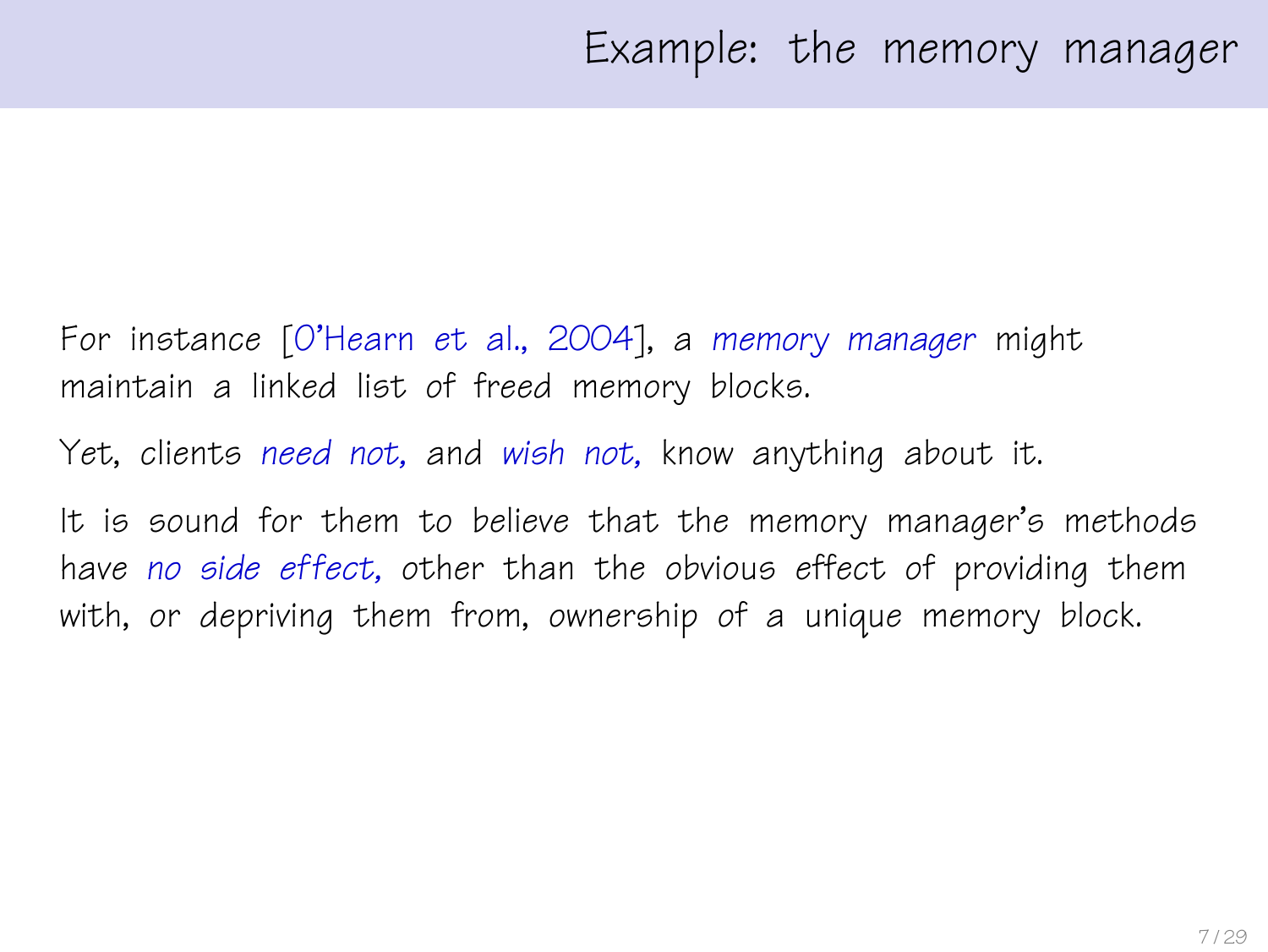# Example: the memory manager

For instance [O'Hearn *et al.*, 2004], a *memory manager* might maintain a linked list of freed memory blocks.

Yet, clients *need not,* and *wish not,* know anything about it.

It is sound for them to believe that the memory manager's methods have *no side effect,* other than the obvious effect of providing them with, or depriving them from, ownership of a unique memory block.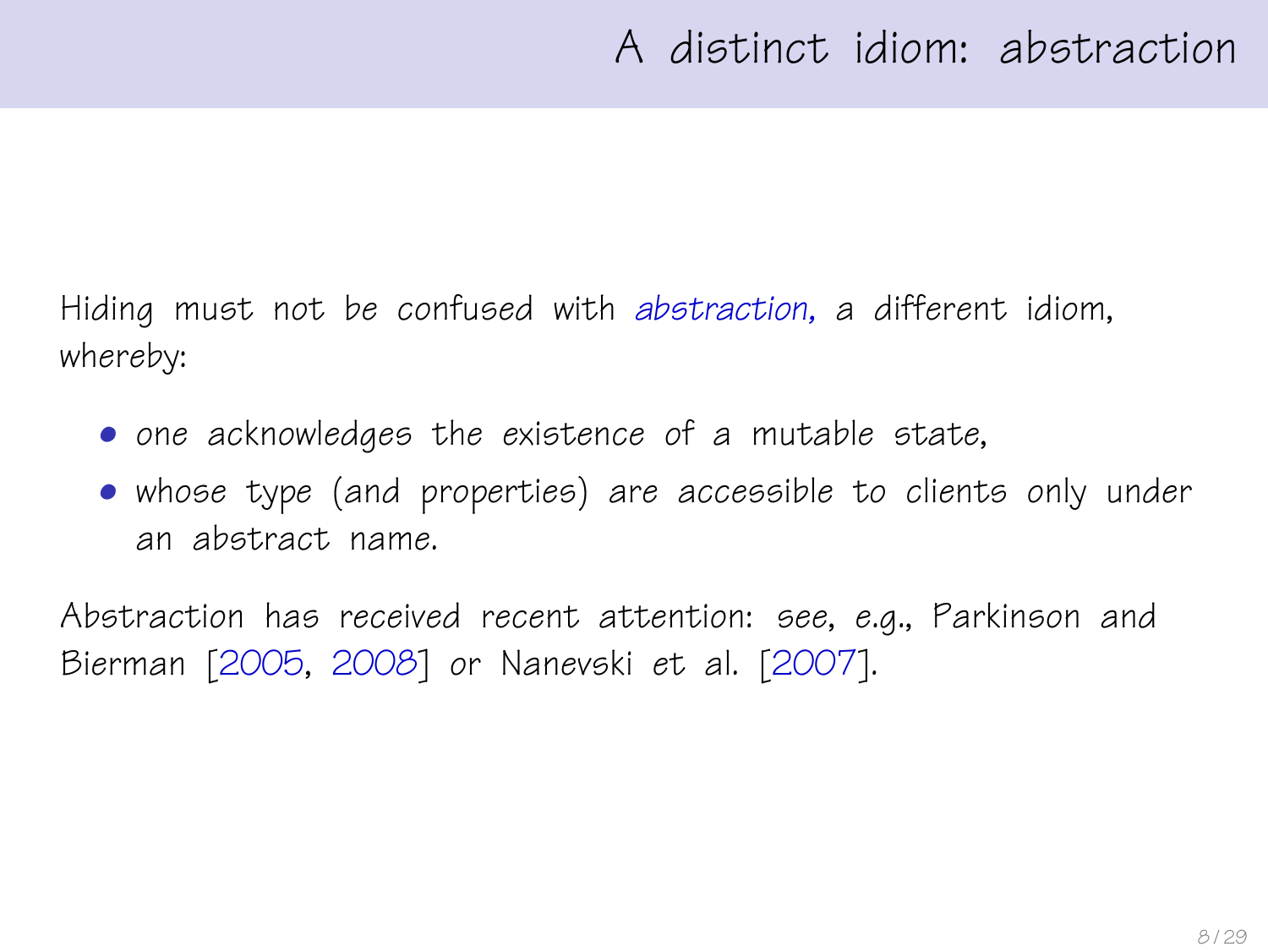# A distinct idiom: abstraction

Hiding must not be confused with *abstraction*, a different idiom, whereby:

- one acknowledges the existence of a mutable state,
- whose type (and properties) are accessible to clients only under an abstract name.

Abstraction has received recent attention: see, e.g., Parkinson and Bierman [2005, 2008] or Nanevski et al. [2007].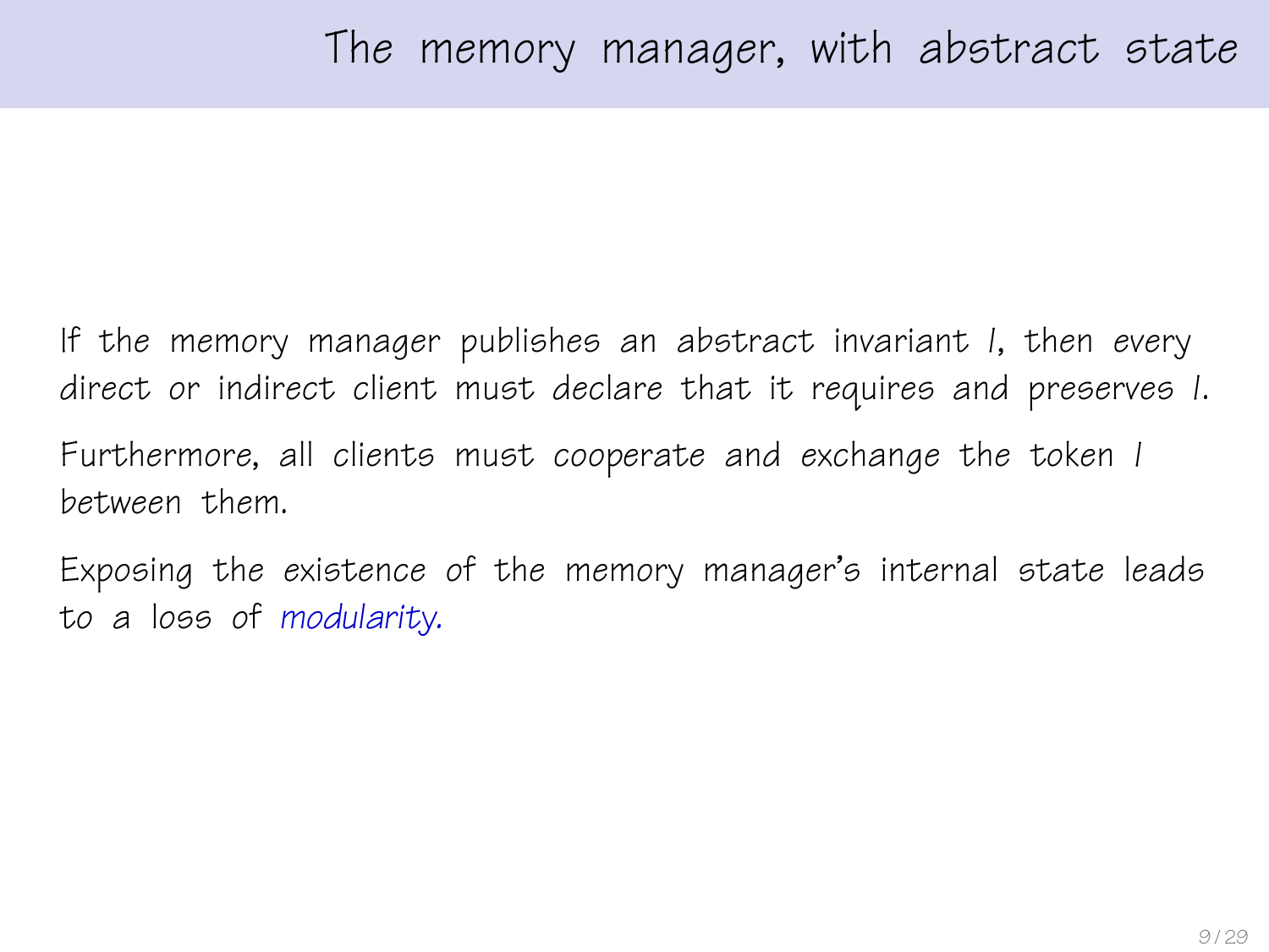# The memory manager, with abstract state

If the memory manager publishes an abstract invariant $I$, then *every* direct or indirect client must *declare* that it requires and preserves $I$.

Furthermore, all clients must *cooperate* and *exchange* the token $I$ between them.

Exposing the *existence* of the memory manager's internal state leads to a loss of *modularity.*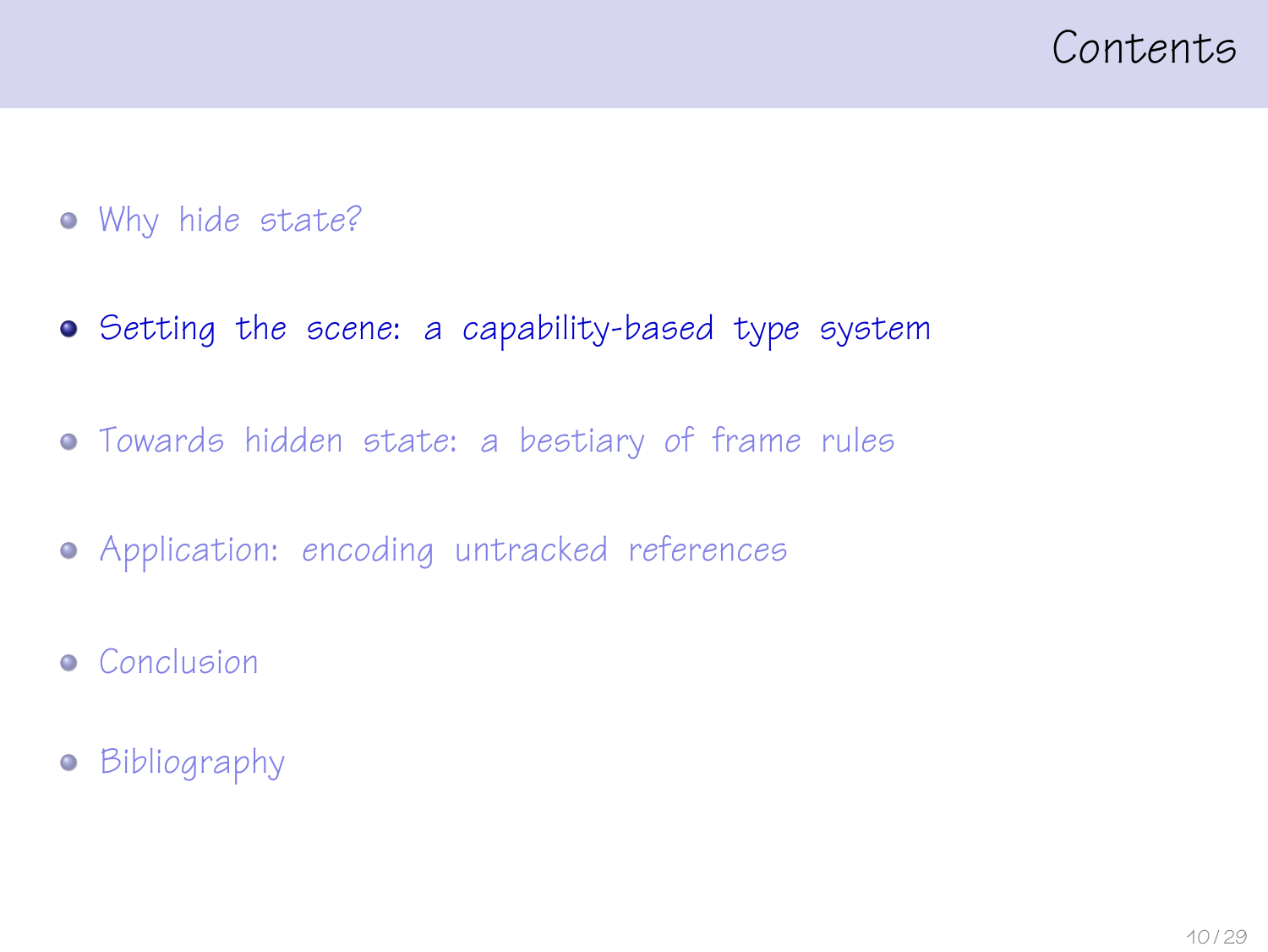# Contents

- Why hide state?
- Setting the scene: a capability-based type system
- Towards hidden state: a bestiary of frame rules
- Application: encoding untracked references
- Conclusion
- Bibliography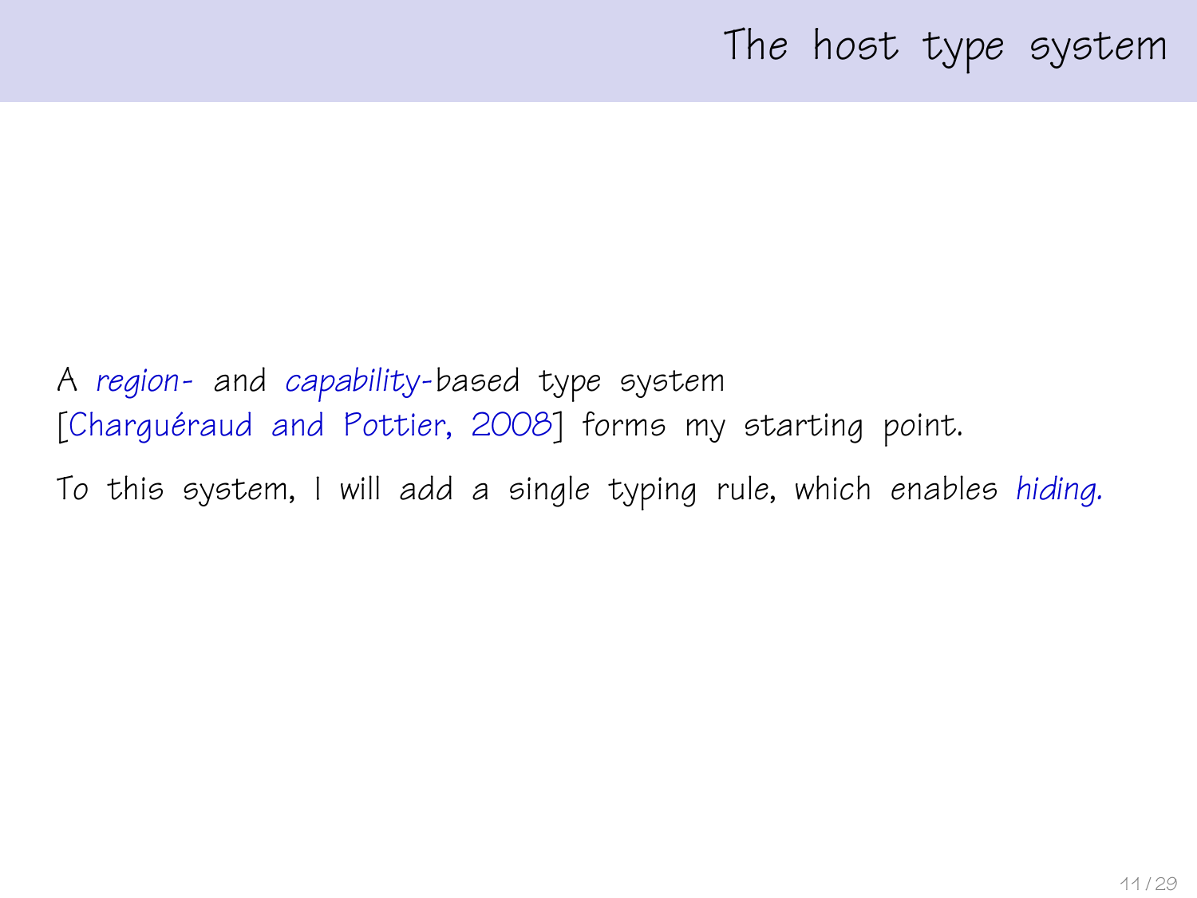# The host type system

A *region-* and *capability-*based type system [Charguéraud and Pottier, 2008] forms my starting point.

To this system, I will add a single typing rule, which enables *hiding.*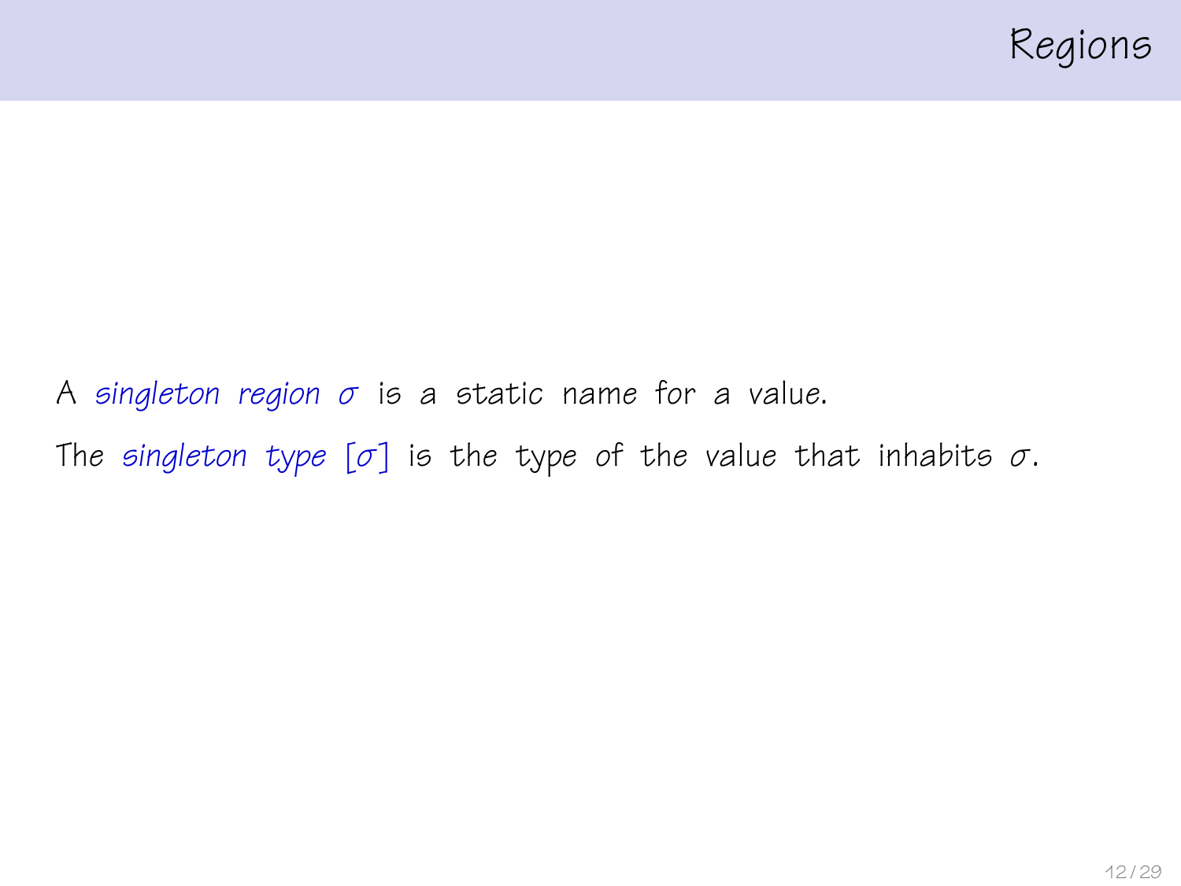# Regions

A *singleton region* $\sigma$ is a static name for a value.

The *singleton type* $[\sigma]$ is the type of the value that inhabits $\sigma$.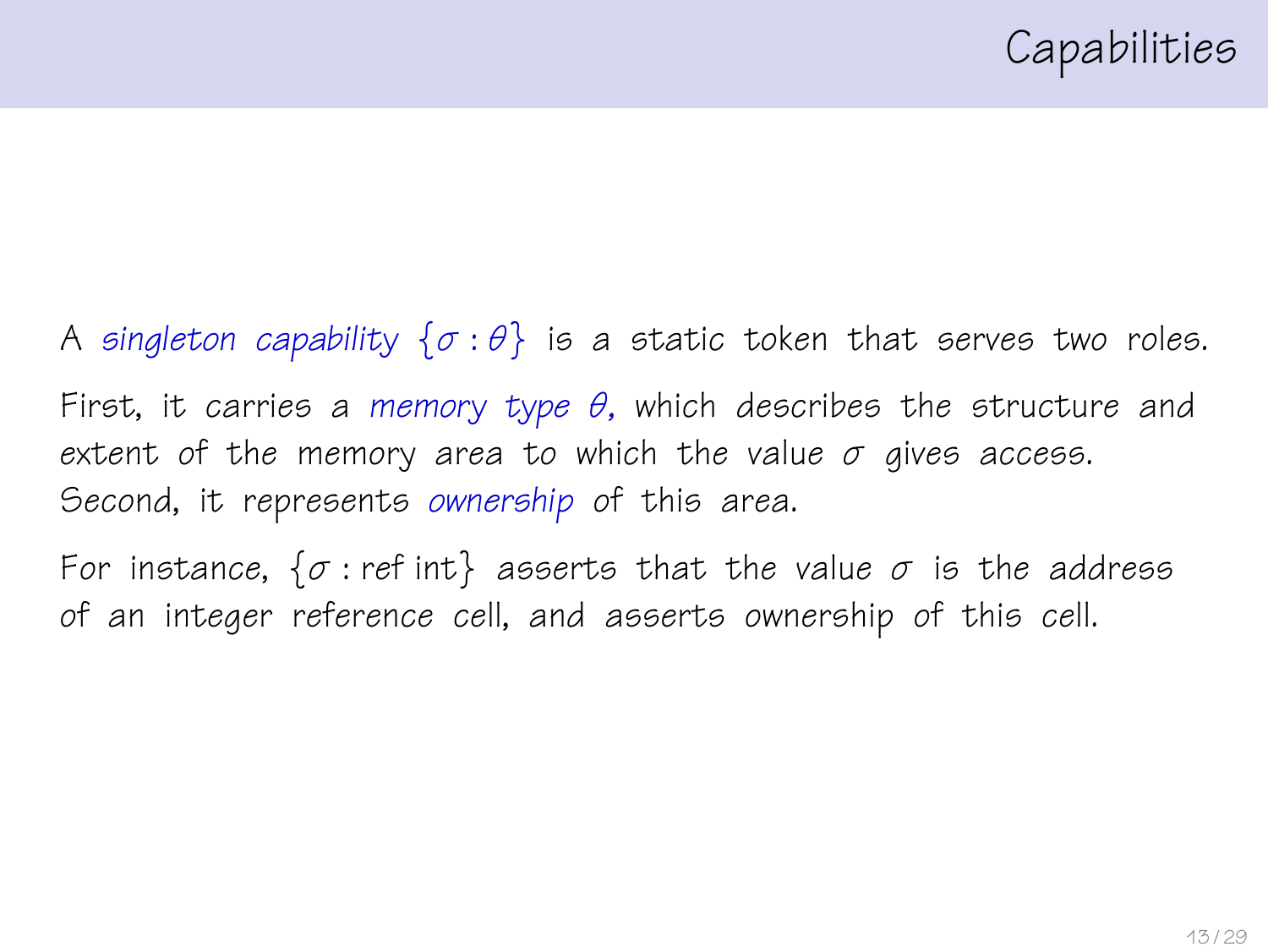# Capabilities

A *singleton capability* $\{\sigma : \theta\}$ is a static token that serves two roles.

First, it carries a *memory type* $\theta$, which describes the structure and extent of the memory area to which the value $\sigma$ gives access. Second, it represents *ownership* of this area.

For instance, $\{\sigma : \text{ref int}\}$ asserts that the value $\sigma$ is the address of an integer reference cell, and asserts ownership of this cell.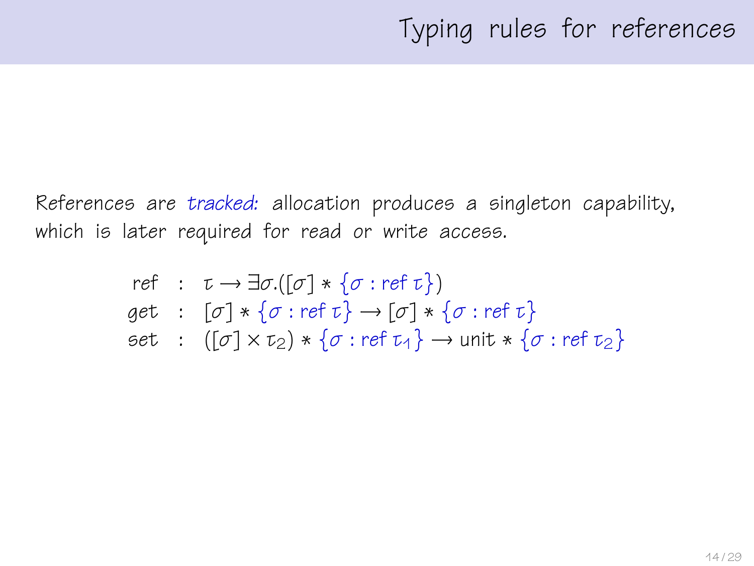# Typing rules for references

References are *tracked:* allocation produces a singleton capability, which is later required for read or write access.

$$
\begin{array}{lcl}
\text{ref} & : & \tau \rightarrow \exists\sigma.([\sigma] * \{\sigma : \text{ref}\ \tau\}) \\
\text{get} & : & [\sigma] * \{\sigma : \text{ref}\ \tau\} \rightarrow [\sigma] * \{\sigma : \text{ref}\ \tau\} \\
\text{set} & : & ([\sigma] \times \tau_2) * \{\sigma : \text{ref}\ \tau_1\} \rightarrow \text{unit} * \{\sigma : \text{ref}\ \tau_2\}
\end{array}
$$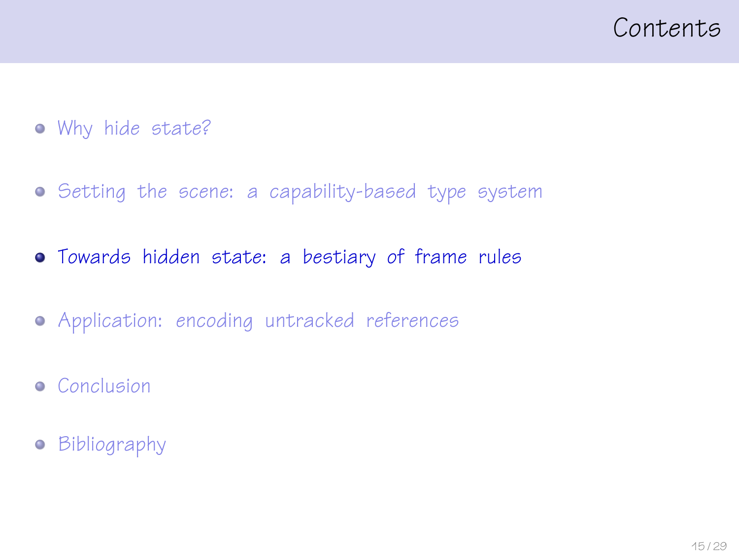# Contents

- Why hide state?
- Setting the scene: a capability-based type system
- **Towards hidden state: a bestiary of frame rules**
- Application: encoding untracked references
- Conclusion
- Bibliography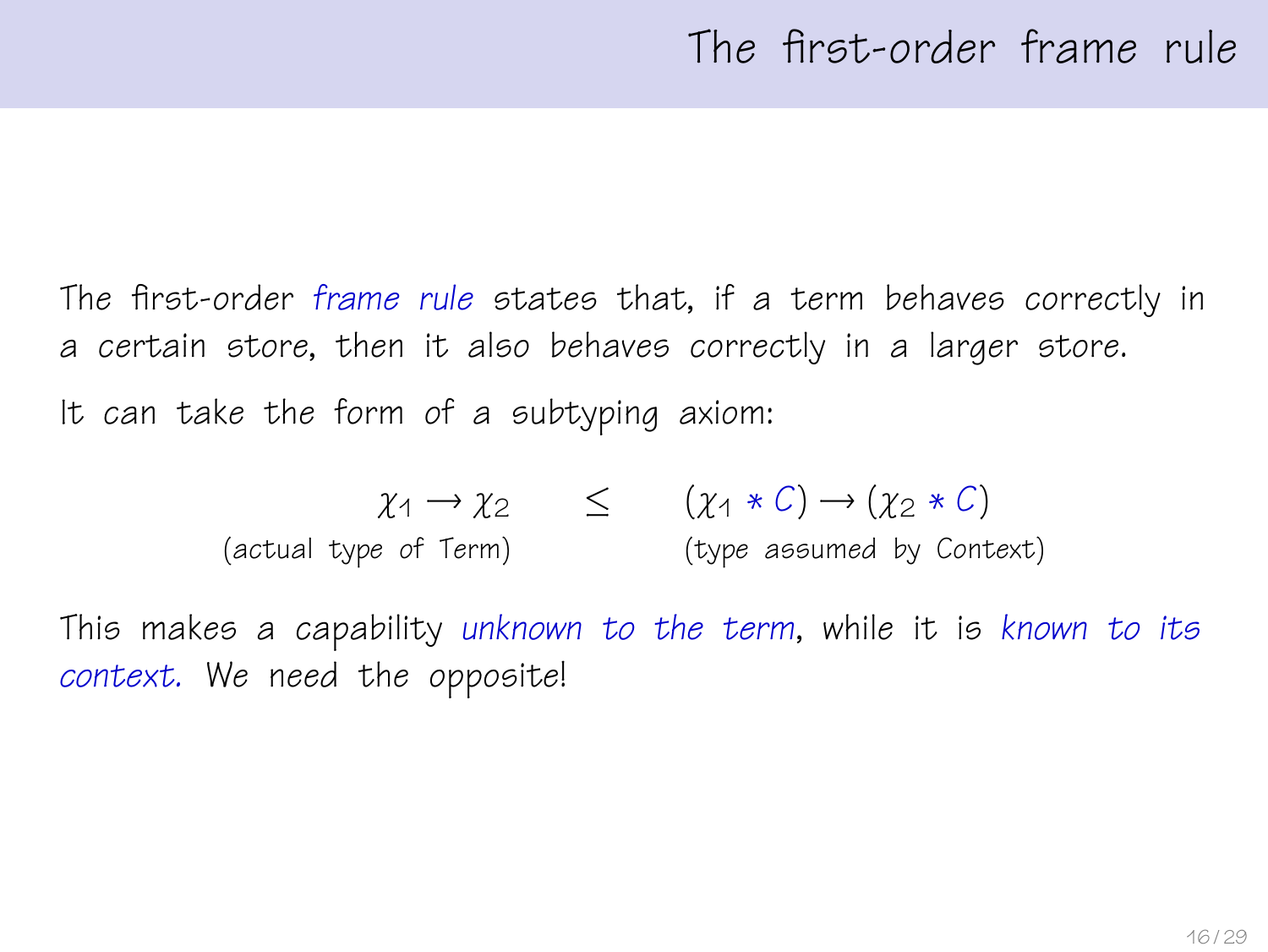# The first-order frame rule

The first-order *frame rule* states that, if a term behaves correctly in a certain store, then it also behaves correctly in a larger store.

It can take the form of a subtyping axiom:

$$\underbrace{\chi_1 \rightarrow \chi_2}_{\text{(actual type of Term)}} \quad \leq \quad \underbrace{(\chi_1 * C) \rightarrow (\chi_2 * C)}_{\text{(type assumed by Context)}}$$

This makes a capability *unknown to the term*, while it is *known to its context.* We need the opposite!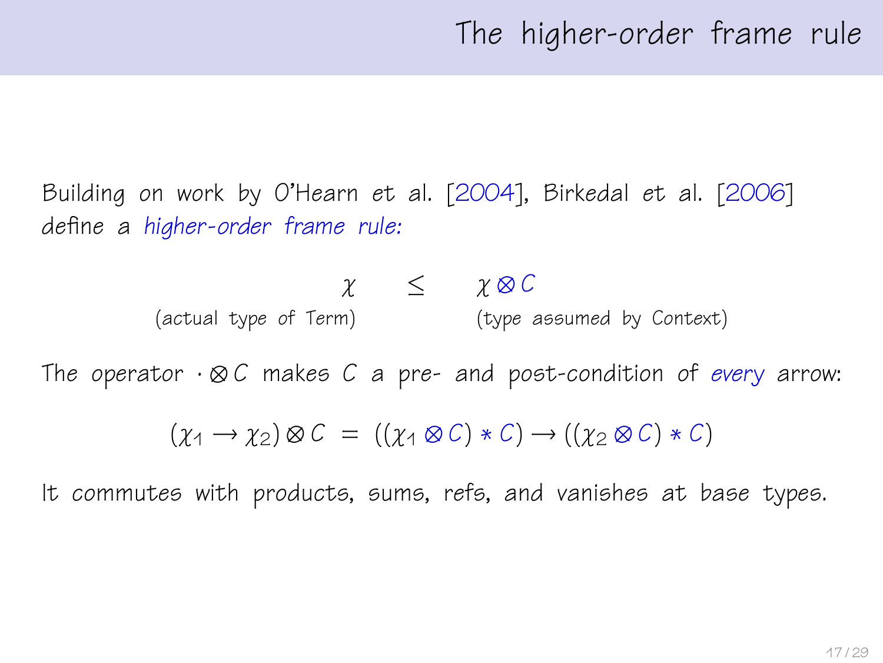# The higher-order frame rule

Building on work by O'Hearn *et al.* [2004], Birkedal *et al.* [2006] define a *higher-order frame rule:*

$$\underset{\text{(actual type of Term)}}{\chi} \quad \leq \quad \underset{\text{(type assumed by Context)}}{\chi \otimes C}$$

The operator $\cdot \otimes C$ makes $C$ a pre- and post-condition of *every* arrow:

$$(\chi_1 \rightarrow \chi_2) \otimes C \;=\; ((\chi_1 \otimes C) * C) \rightarrow ((\chi_2 \otimes C) * C)$$

It commutes with products, sums, refs, and vanishes at base types.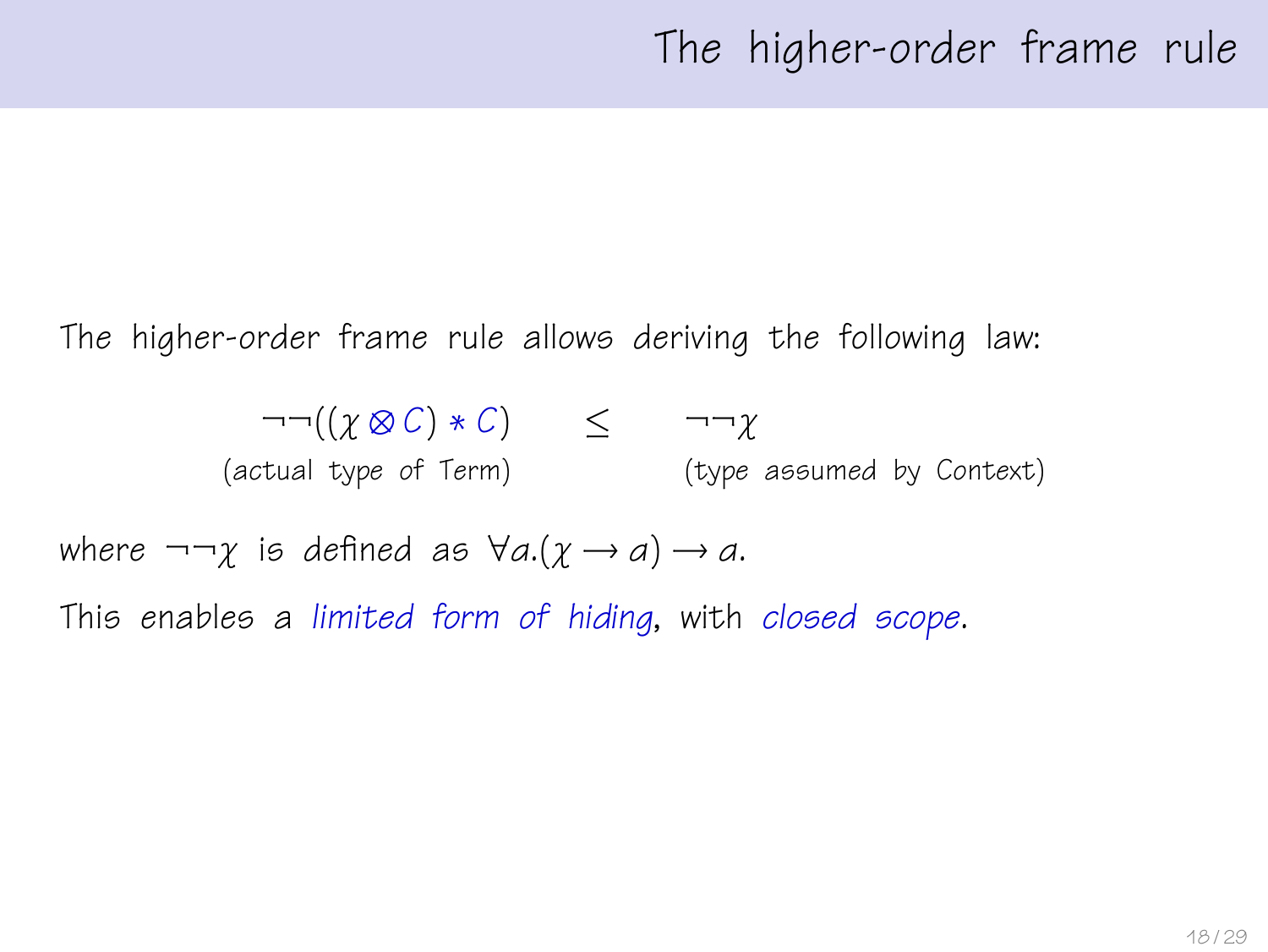# The higher-order frame rule

The higher-order frame rule allows deriving the following law:

$$\neg\neg((\chi \otimes C) * C) \quad \leq \quad \neg\neg\chi$$

(actual type of Term) (type assumed by Context)

where $\neg\neg\chi$ is defined as $\forall a.(\chi \rightarrow a) \rightarrow a$.

This enables a *limited form of hiding*, with *closed scope*.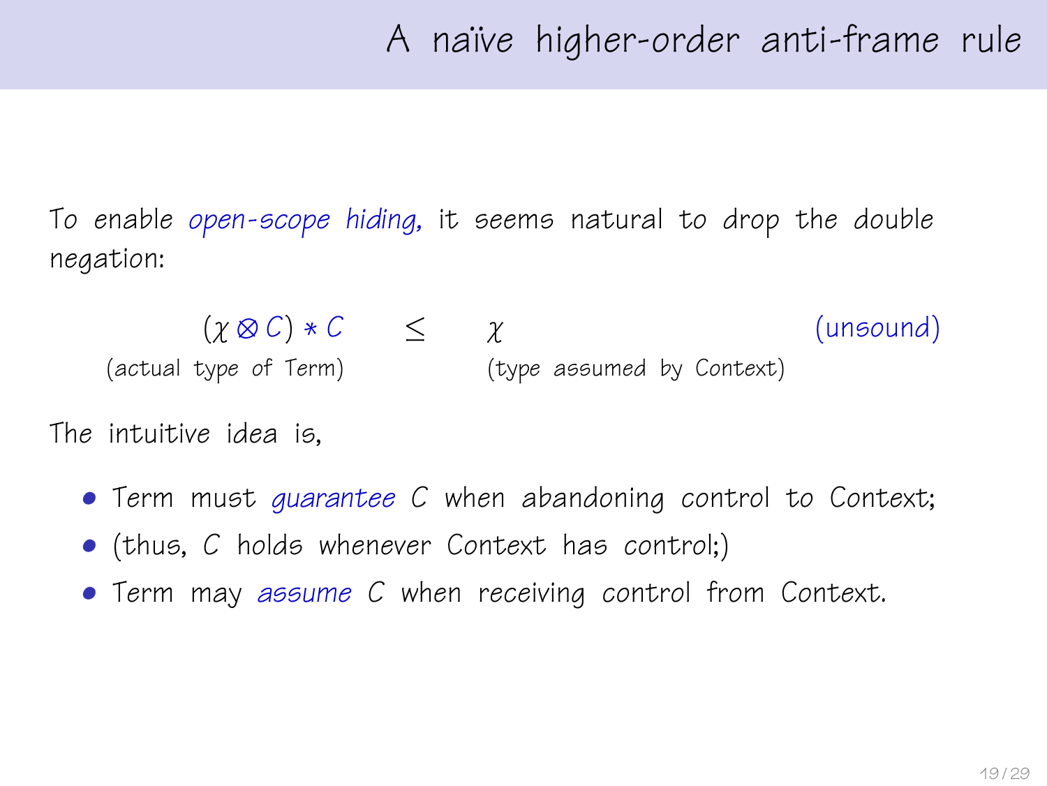# A naïve higher-order anti-frame rule

To enable *open-scope hiding,* it seems natural to drop the double negation:

$$(\chi \otimes C) * C \quad \leq \quad \chi \qquad \text{(unsound)}$$

(actual type of Term) (type assumed by Context)

The intuitive idea is,

- Term must *guarantee* $C$ when abandoning control to Context;
- (thus, $C$ holds whenever Context has control;)
- Term may *assume* $C$ when receiving control from Context.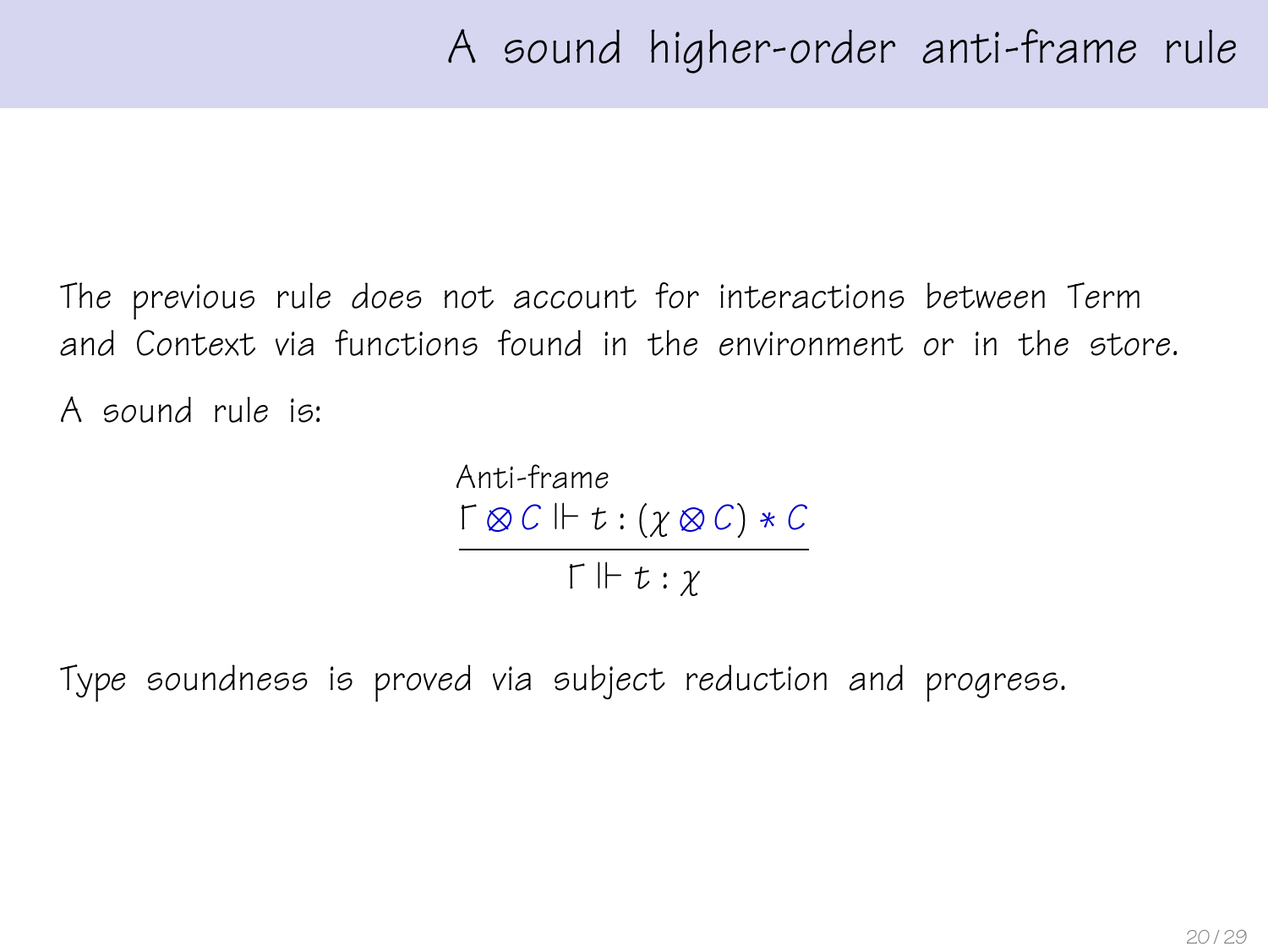# A sound higher-order anti-frame rule

The previous rule does not account for interactions between Term and Context via functions found in the environment or in the store.

A sound rule is:

$$\text{Anti-frame}\quad \frac{\Gamma \otimes C \Vdash t : (\chi \otimes C) * C}{\Gamma \Vdash t : \chi}$$

Type soundness is proved via subject reduction and progress.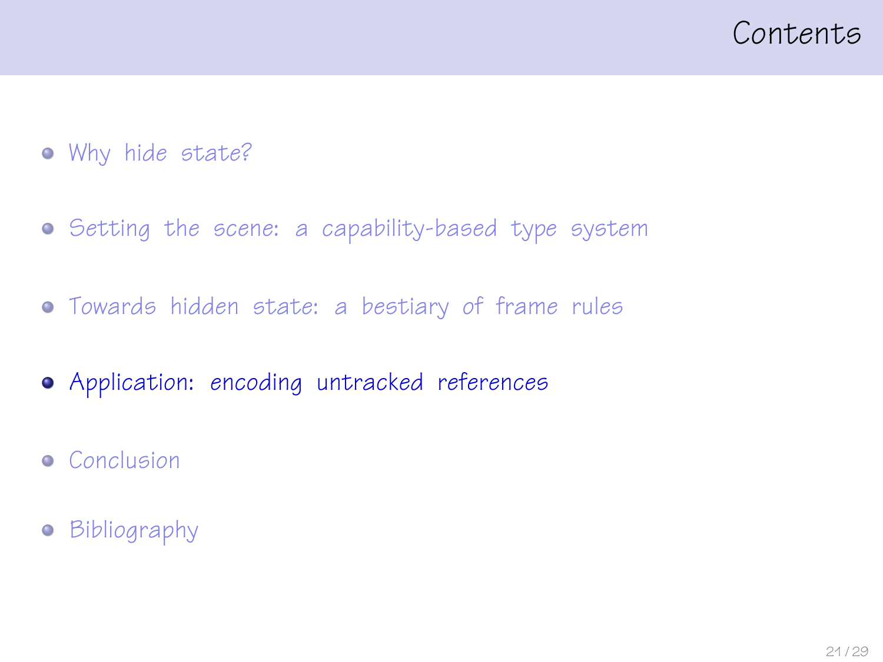# Contents

- Why hide state?
- Setting the scene: a capability-based type system
- Towards hidden state: a bestiary of frame rules
- **Application: encoding untracked references**
- Conclusion
- Bibliography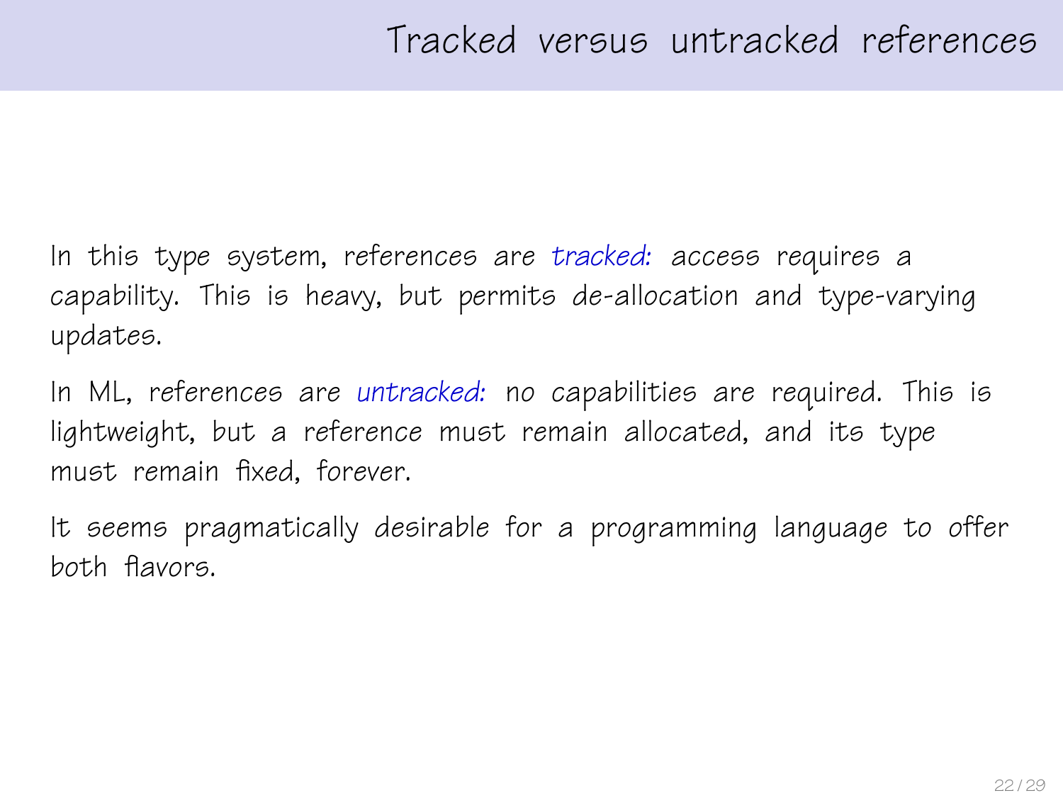# Tracked versus untracked references

In this type system, references are *tracked:* access requires a capability. This is heavy, but permits de-allocation and type-varying updates.

In ML, references are *untracked:* no capabilities are required. This is lightweight, but a reference must remain allocated, and its type must remain fixed, forever.

It seems pragmatically desirable for a programming language to offer both flavors.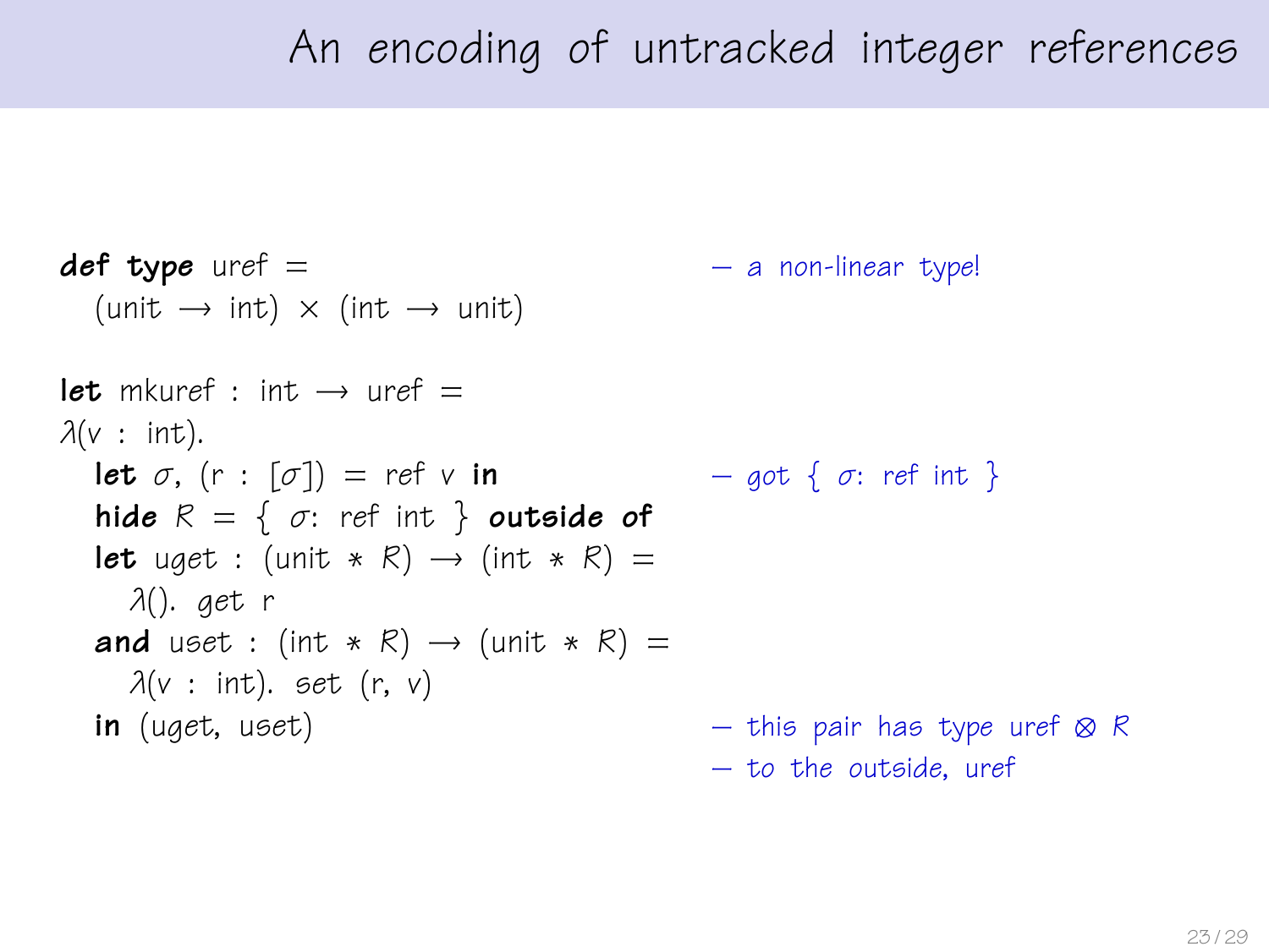# An encoding of untracked integer references

```
def type uref =                                      – a non-linear type!
  (unit → int) × (int → unit)

let mkuref : int → uref =
λ(v : int).
  let σ, (r : [σ]) = ref v in                        – got { σ: ref int }
  hide R = { σ: ref int } outside of
  let uget : (unit * R) → (int * R) =
    λ(). get r
  and uset : (int * R) → (unit * R) =
    λ(v : int). set (r, v)
  in (uget, uset)                                    – this pair has type uref ⊗ R
                                                     – to the outside, uref
```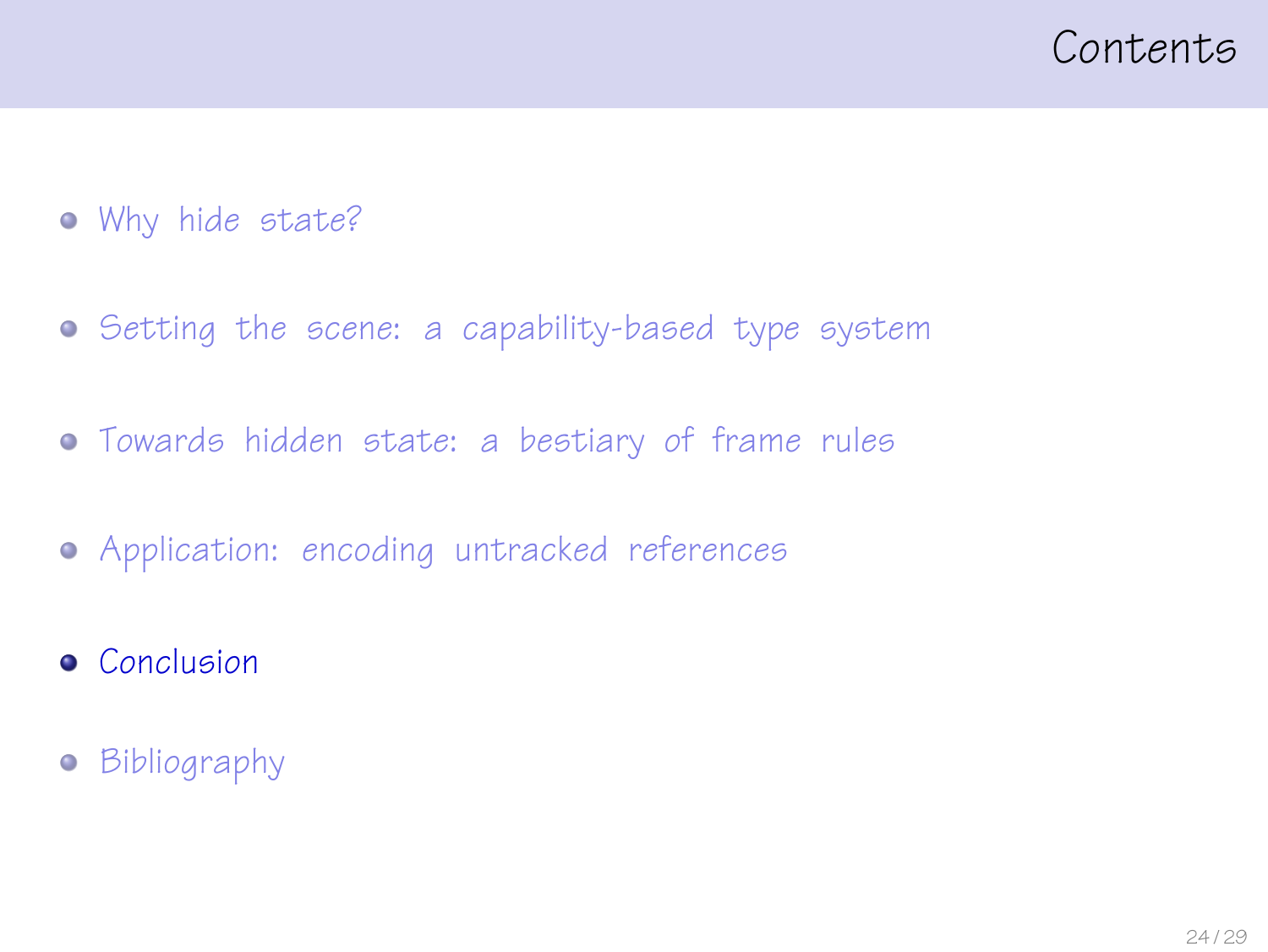# Contents

- Why hide state?
- Setting the scene: a capability-based type system
- Towards hidden state: a bestiary of frame rules
- Application: encoding untracked references
- **Conclusion**
- Bibliography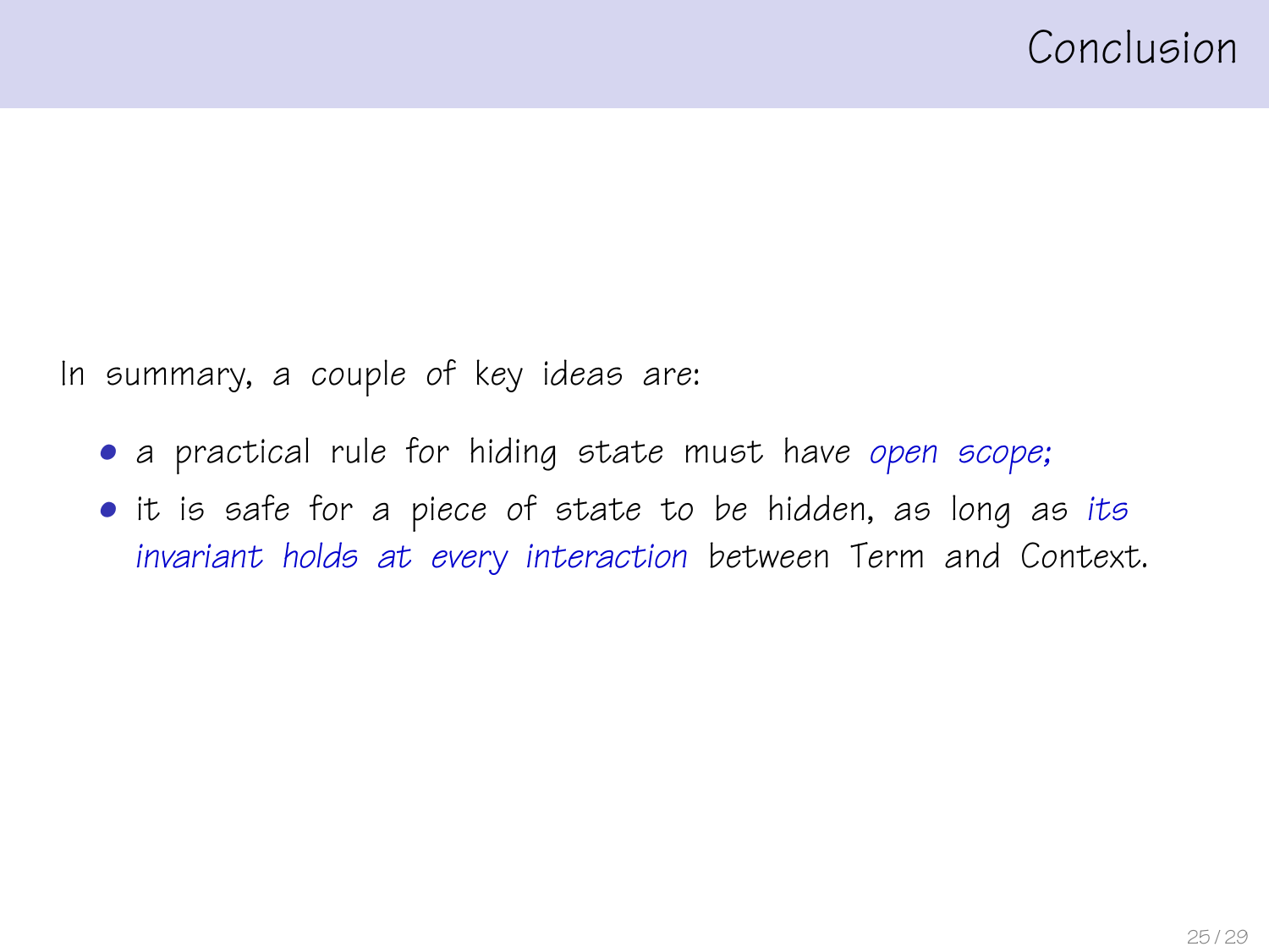# Conclusion

In summary, a couple of key ideas are:

- a practical rule for hiding state must have *open scope;*
- it is safe for a piece of state to be hidden, as long as *its invariant holds at every interaction* between Term and Context.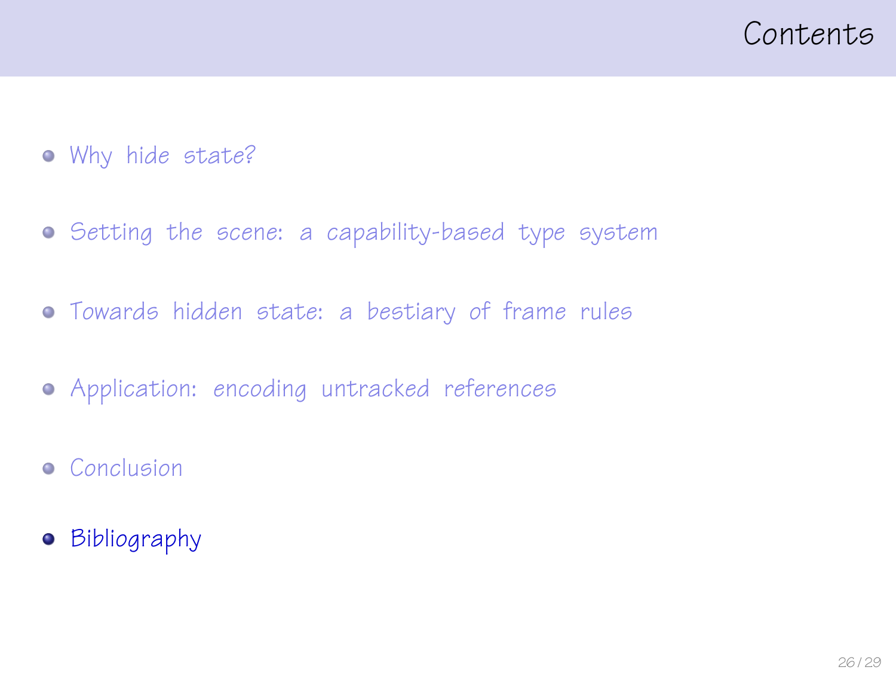# Contents

- Why hide state?
- Setting the scene: a capability-based type system
- Towards hidden state: a bestiary of frame rules
- Application: encoding untracked references
- Conclusion
- Bibliography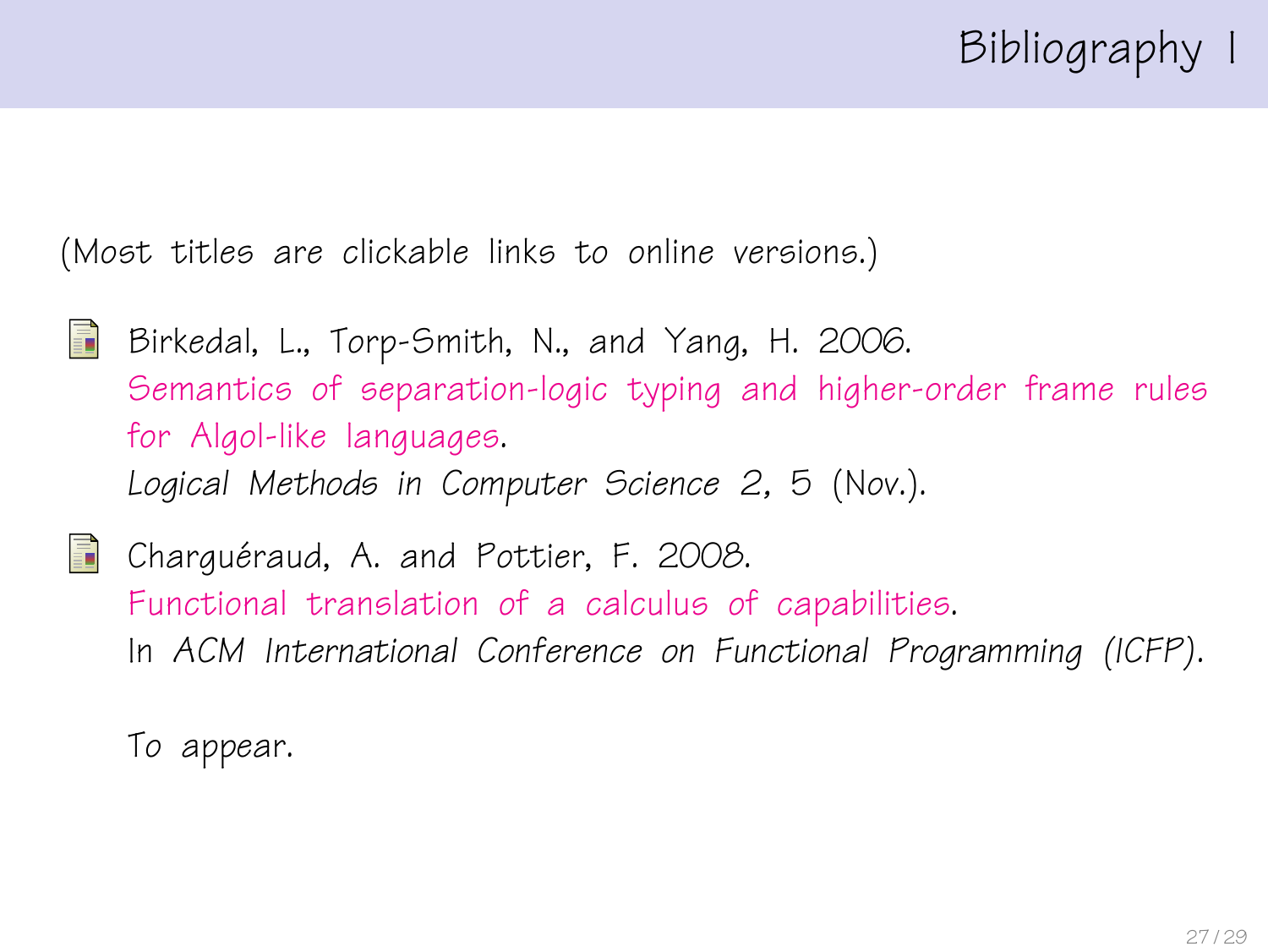# Bibliography I

(Most titles are clickable links to online versions.)

- Birkedal, L., Torp-Smith, N., and Yang, H. 2006.
  Semantics of separation-logic typing and higher-order frame rules for Algol-like languages.
  *Logical Methods in Computer Science 2,* 5 (Nov.).

- Charguéraud, A. and Pottier, F. 2008.
  Functional translation of a calculus of capabilities.
  In *ACM International Conference on Functional Programming (ICFP)*.

  To appear.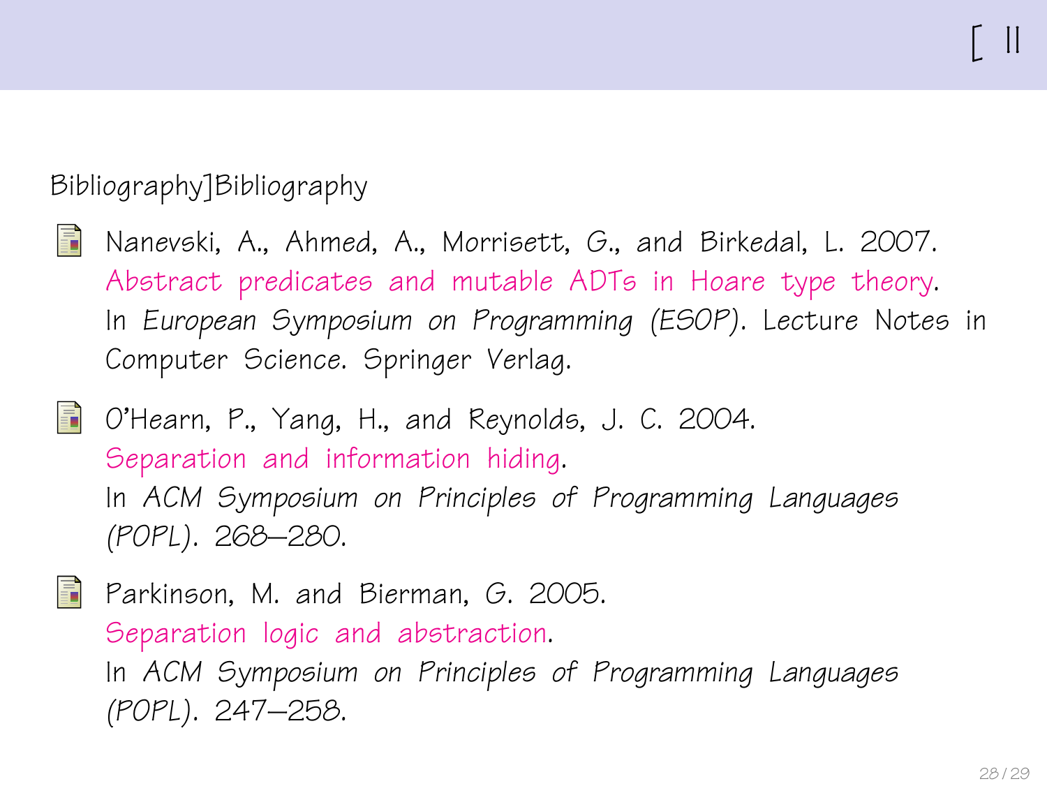[ II

Bibliography]Bibliography

- Nanevski, A., Ahmed, A., Morrisett, G., and Birkedal, L. 2007.
  Abstract predicates and mutable ADTs in Hoare type theory.
  In *European Symposium on Programming (ESOP)*. Lecture Notes in Computer Science. Springer Verlag.

- O'Hearn, P., Yang, H., and Reynolds, J. C. 2004.
  Separation and information hiding.
  In *ACM Symposium on Principles of Programming Languages (POPL)*. 268–280.

- Parkinson, M. and Bierman, G. 2005.
  Separation logic and abstraction.
  In *ACM Symposium on Principles of Programming Languages (POPL)*. 247–258.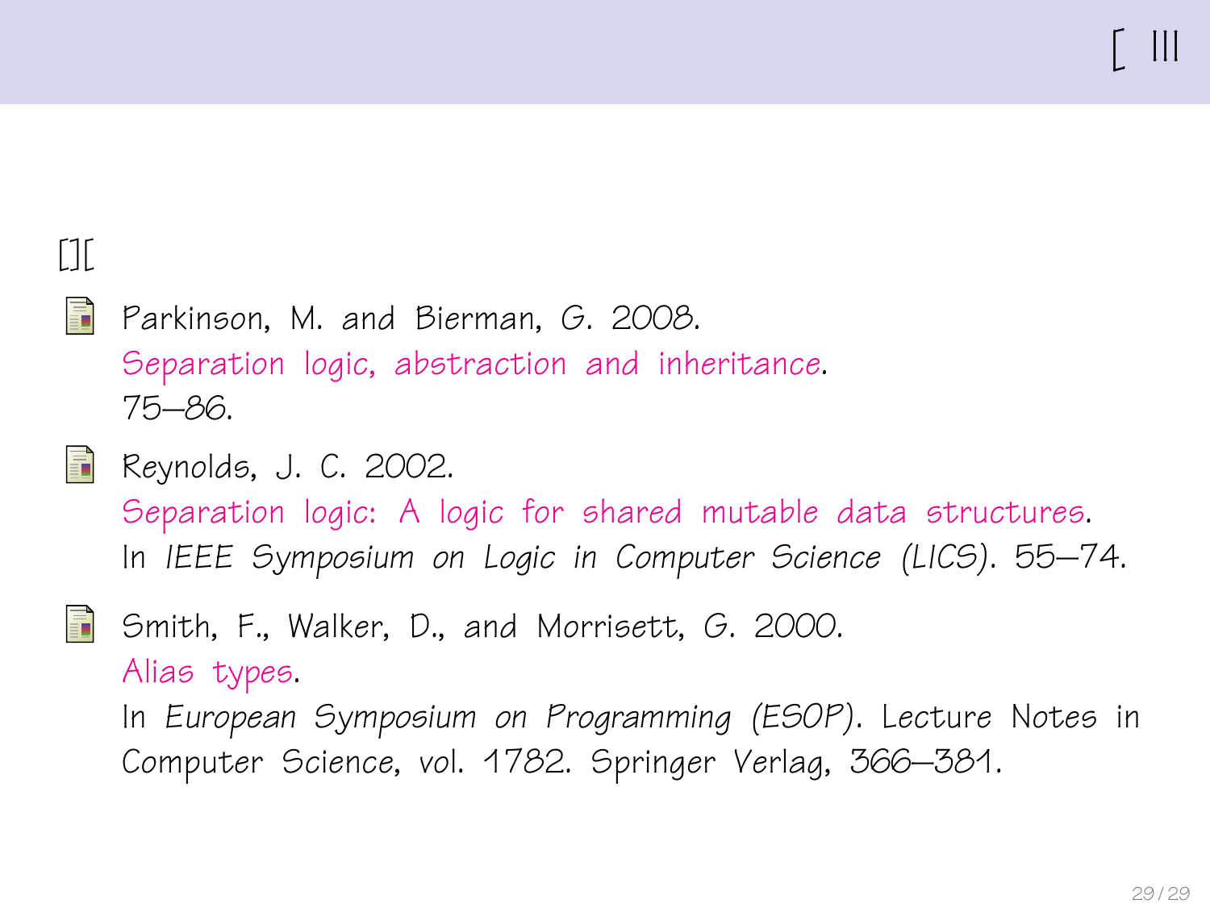[ III

[][

Parkinson, M. and Bierman, G. 2008.
Separation logic, abstraction and inheritance.
75–86.

Reynolds, J. C. 2002.
Separation logic: A logic for shared mutable data structures.
In *IEEE Symposium on Logic in Computer Science (LICS)*. 55–74.

Smith, F., Walker, D., and Morrisett, G. 2000.
Alias types.
In *European Symposium on Programming (ESOP)*. Lecture Notes in Computer Science, vol. 1782. Springer Verlag, 366–381.